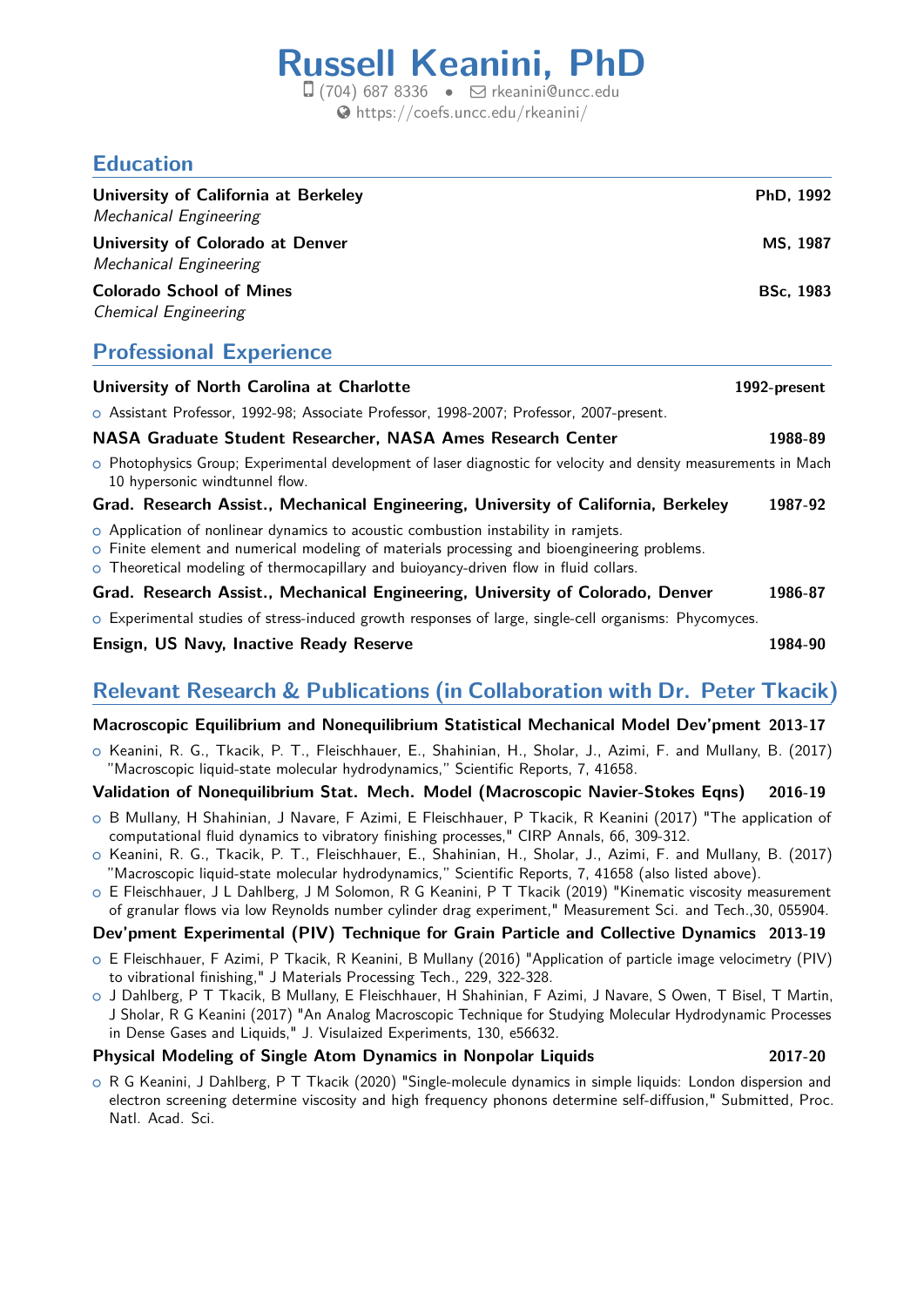# Russell Keanini, PhD

(704) 687 8336 • rkeanini@uncc.edu
https://coefs.uncc.edu/rkeanini/

## Education

**University of California at Berkeley** — **PhD, 1992**
*Mechanical Engineering*

**University of Colorado at Denver** — **MS, 1987**
*Mechanical Engineering*

**Colorado School of Mines** — **BSc, 1983**
*Chemical Engineering*

## Professional Experience

**University of North Carolina at Charlotte** — **1992-present**

- Assistant Professor, 1992-98; Associate Professor, 1998-2007; Professor, 2007-present.

**NASA Graduate Student Researcher, NASA Ames Research Center** — **1988-89**

- Photophysics Group; Experimental development of laser diagnostic for velocity and density measurements in Mach 10 hypersonic windtunnel flow.

**Grad. Research Assist., Mechanical Engineering, University of California, Berkeley** — **1987-92**

- Application of nonlinear dynamics to acoustic combustion instability in ramjets.
- Finite element and numerical modeling of materials processing and bioengineering problems.
- Theoretical modeling of thermocapillary and buioyancy-driven flow in fluid collars.

**Grad. Research Assist., Mechanical Engineering, University of Colorado, Denver** — **1986-87**

- Experimental studies of stress-induced growth responses of large, single-cell organisms: Phycomyces.

**Ensign, US Navy, Inactive Ready Reserve** — **1984-90**

## Relevant Research & Publications (in Collaboration with Dr. Peter Tkacik)

**Macroscopic Equilibrium and Nonequilibrium Statistical Mechanical Model Dev'pment** — **2013-17**

- Keanini, R. G., Tkacik, P. T., Fleischhauer, E., Shahinian, H., Sholar, J., Azimi, F. and Mullany, B. (2017) "Macroscopic liquid-state molecular hydrodynamics," Scientific Reports, 7, 41658.

**Validation of Nonequilibrium Stat. Mech. Model (Macroscopic Navier-Stokes Eqns)** — **2016-19**

- B Mullany, H Shahinian, J Navare, F Azimi, E Fleischhauer, P Tkacik, R Keanini (2017) "The application of computational fluid dynamics to vibratory finishing processes," CIRP Annals, 66, 309-312.
- Keanini, R. G., Tkacik, P. T., Fleischhauer, E., Shahinian, H., Sholar, J., Azimi, F. and Mullany, B. (2017) "Macroscopic liquid-state molecular hydrodynamics," Scientific Reports, 7, 41658 (also listed above).
- E Fleischhauer, J L Dahlberg, J M Solomon, R G Keanini, P T Tkacik (2019) "Kinematic viscosity measurement of granular flows via low Reynolds number cylinder drag experiment," Measurement Sci. and Tech.,30, 055904.

**Dev'pment Experimental (PIV) Technique for Grain Particle and Collective Dynamics** — **2013-19**

- E Fleischhauer, F Azimi, P Tkacik, R Keanini, B Mullany (2016) "Application of particle image velocimetry (PIV) to vibrational finishing," J Materials Processing Tech., 229, 322-328.
- J Dahlberg, P T Tkacik, B Mullany, E Fleischhauer, H Shahinian, F Azimi, J Navare, S Owen, T Bisel, T Martin, J Sholar, R G Keanini (2017) "An Analog Macroscopic Technique for Studying Molecular Hydrodynamic Processes in Dense Gases and Liquids," J. Visulaized Experiments, 130, e56632.

**Physical Modeling of Single Atom Dynamics in Nonpolar Liquids** — **2017-20**

- R G Keanini, J Dahlberg, P T Tkacik (2020) "Single-molecule dynamics in simple liquids: London dispersion and electron screening determine viscosity and high frequency phonons determine self-diffusion," Submitted, Proc. Natl. Acad. Sci.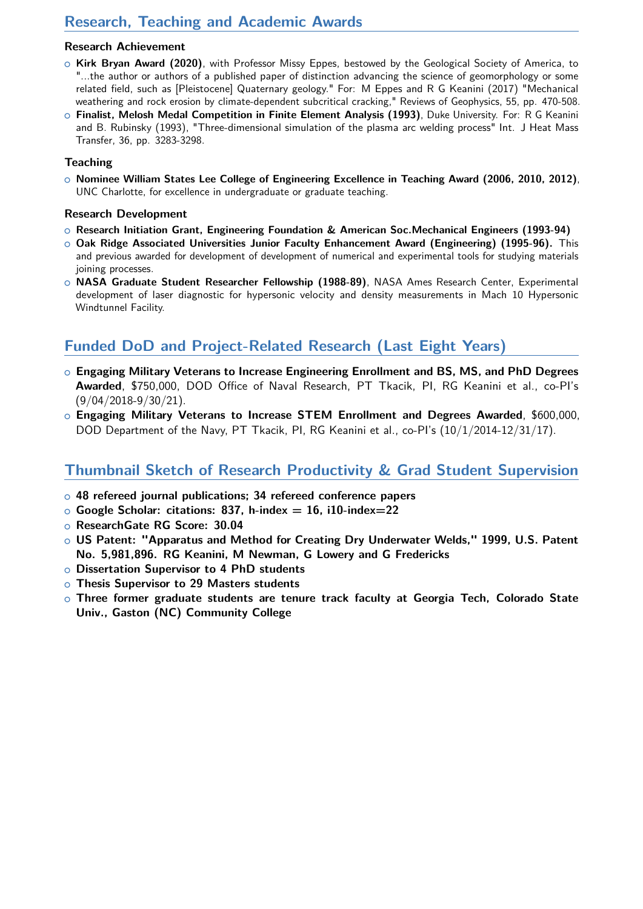## Research, Teaching and Academic Awards

### Research Achievement

- **Kirk Bryan Award (2020)**, with Professor Missy Eppes, bestowed by the Geological Society of America, to "...the author or authors of a published paper of distinction advancing the science of geomorphology or some related field, such as [Pleistocene] Quaternary geology." For: M Eppes and R G Keanini (2017) "Mechanical weathering and rock erosion by climate-dependent subcritical cracking," Reviews of Geophysics, 55, pp. 470-508.
- **Finalist, Melosh Medal Competition in Finite Element Analysis (1993)**, Duke University. For: R G Keanini and B. Rubinsky (1993), "Three-dimensional simulation of the plasma arc welding process" Int. J Heat Mass Transfer, 36, pp. 3283-3298.

### Teaching

- **Nominee William States Lee College of Engineering Excellence in Teaching Award (2006, 2010, 2012)**, UNC Charlotte, for excellence in undergraduate or graduate teaching.

### Research Development

- **Research Initiation Grant, Engineering Foundation & American Soc.Mechanical Engineers (1993-94)**
- **Oak Ridge Associated Universities Junior Faculty Enhancement Award (Engineering) (1995-96).** This and previous awarded for development of development of numerical and experimental tools for studying materials joining processes.
- **NASA Graduate Student Researcher Fellowship (1988-89)**, NASA Ames Research Center, Experimental development of laser diagnostic for hypersonic velocity and density measurements in Mach 10 Hypersonic Windtunnel Facility.

## Funded DoD and Project-Related Research (Last Eight Years)

- **Engaging Military Veterans to Increase Engineering Enrollment and BS, MS, and PhD Degrees Awarded**, $750,000, DOD Office of Naval Research, PT Tkacik, PI, RG Keanini et al., co-PI's (9/04/2018-9/30/21).
- **Engaging Military Veterans to Increase STEM Enrollment and Degrees Awarded**, $600,000, DOD Department of the Navy, PT Tkacik, PI, RG Keanini et al., co-PI's (10/1/2014-12/31/17).

## Thumbnail Sketch of Research Productivity & Grad Student Supervision

- **48 refereed journal publications; 34 refereed conference papers**
- **Google Scholar: citations: 837, h-index = 16, i10-index=22**
- **ResearchGate RG Score: 30.04**
- **US Patent: "Apparatus and Method for Creating Dry Underwater Welds," 1999, U.S. Patent No. 5,981,896. RG Keanini, M Newman, G Lowery and G Fredericks**
- **Dissertation Supervisor to 4 PhD students**
- **Thesis Supervisor to 29 Masters students**
- **Three former graduate students are tenure track faculty at Georgia Tech, Colorado State Univ., Gaston (NC) Community College**